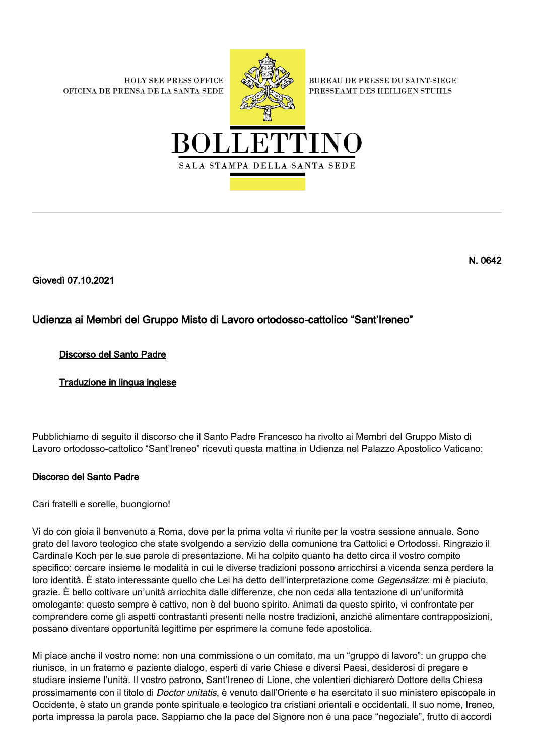HOLY SEE PRESS OFFICE
OFICINA DE PRENSA DE LA SANTA SEDE

BUREAU DE PRESSE DU SAINT-SIEGE
PRESSEAMT DES HEILIGEN STUHLS

# BOLLETTINO

SALA STAMPA DELLA SANTA SEDE

N. 0642

Giovedì 07.10.2021

## Udienza ai Membri del Gruppo Misto di Lavoro ortodosso-cattolico "Sant'Ireneo"

Discorso del Santo Padre

Traduzione in lingua inglese

Pubblichiamo di seguito il discorso che il Santo Padre Francesco ha rivolto ai Membri del Gruppo Misto di Lavoro ortodosso-cattolico "Sant'Ireneo" ricevuti questa mattina in Udienza nel Palazzo Apostolico Vaticano:

### Discorso del Santo Padre

Cari fratelli e sorelle, buongiorno!

Vi do con gioia il benvenuto a Roma, dove per la prima volta vi riunite per la vostra sessione annuale. Sono grato del lavoro teologico che state svolgendo a servizio della comunione tra Cattolici e Ortodossi. Ringrazio il Cardinale Koch per le sue parole di presentazione. Mi ha colpito quanto ha detto circa il vostro compito specifico: cercare insieme le modalità in cui le diverse tradizioni possono arricchirsi a vicenda senza perdere la loro identità. È stato interessante quello che Lei ha detto dell'interpretazione come *Gegensätze*: mi è piaciuto, grazie. È bello coltivare un'unità arricchita dalle differenze, che non ceda alla tentazione di un'uniformità omologante: questo sempre è cattivo, non è del buono spirito. Animati da questo spirito, vi confrontate per comprendere come gli aspetti contrastanti presenti nelle nostre tradizioni, anziché alimentare contrapposizioni, possano diventare opportunità legittime per esprimere la comune fede apostolica.

Mi piace anche il vostro nome: non una commissione o un comitato, ma un "gruppo di lavoro": un gruppo che riunisce, in un fraterno e paziente dialogo, esperti di varie Chiese e diversi Paesi, desiderosi di pregare e studiare insieme l'unità. Il vostro patrono, Sant'Ireneo di Lione, che volentieri dichiarerò Dottore della Chiesa prossimamente con il titolo di *Doctor unitatis*, è venuto dall'Oriente e ha esercitato il suo ministero episcopale in Occidente, è stato un grande ponte spirituale e teologico tra cristiani orientali e occidentali. Il suo nome, Ireneo, porta impressa la parola pace. Sappiamo che la pace del Signore non è una pace "negoziale", frutto di accordi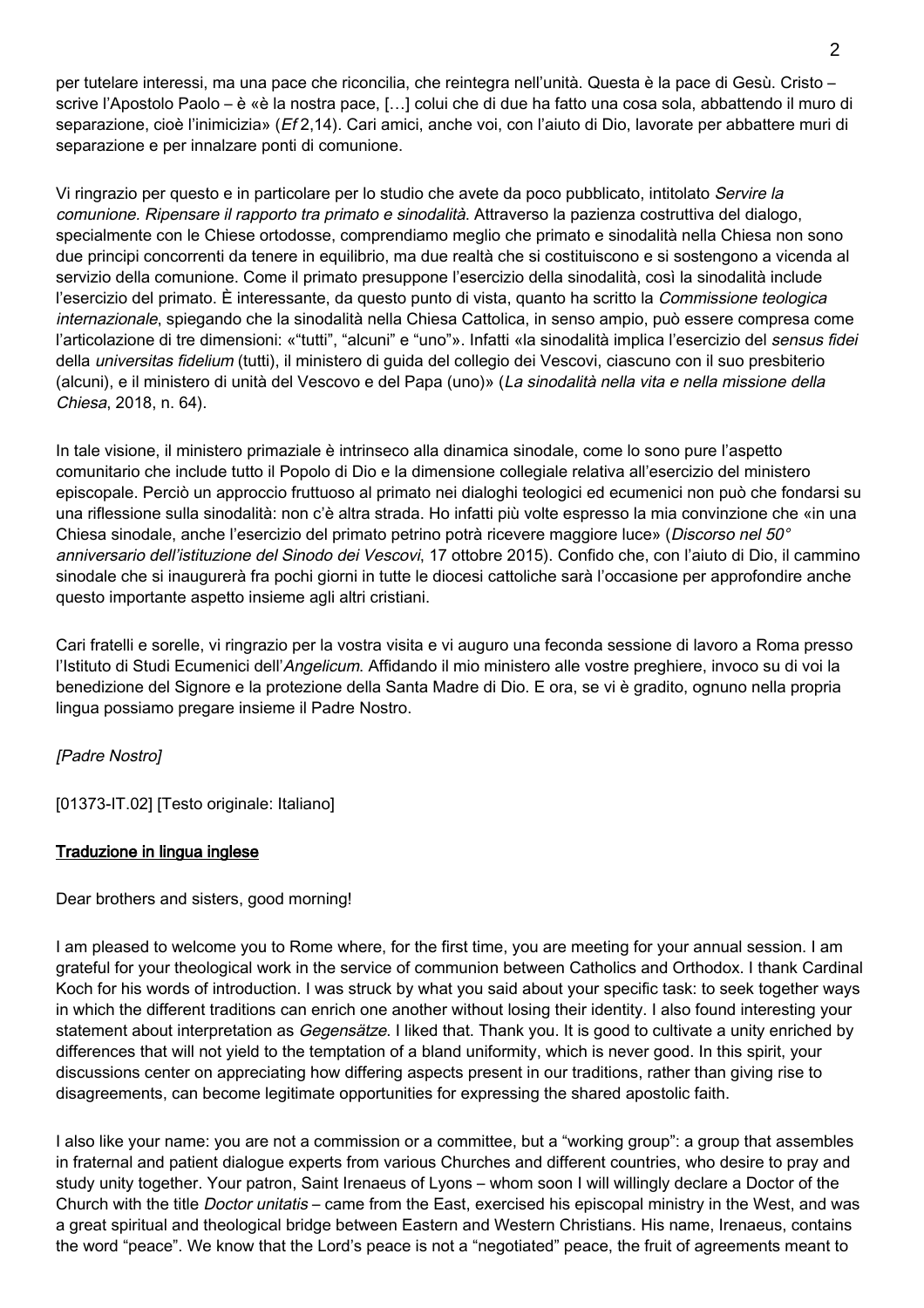per tutelare interessi, ma una pace che riconcilia, che reintegra nell'unità. Questa è la pace di Gesù. Cristo – scrive l'Apostolo Paolo – è «è la nostra pace, […] colui che di due ha fatto una cosa sola, abbattendo il muro di separazione, cioè l'inimicizia» (*Ef* 2,14). Cari amici, anche voi, con l'aiuto di Dio, lavorate per abbattere muri di separazione e per innalzare ponti di comunione.

Vi ringrazio per questo e in particolare per lo studio che avete da poco pubblicato, intitolato *Servire la comunione. Ripensare il rapporto tra primato e sinodalità*. Attraverso la pazienza costruttiva del dialogo, specialmente con le Chiese ortodosse, comprendiamo meglio che primato e sinodalità nella Chiesa non sono due principi concorrenti da tenere in equilibrio, ma due realtà che si costituiscono e si sostengono a vicenda al servizio della comunione. Come il primato presuppone l'esercizio della sinodalità, così la sinodalità include l'esercizio del primato. È interessante, da questo punto di vista, quanto ha scritto la *Commissione teologica internazionale*, spiegando che la sinodalità nella Chiesa Cattolica, in senso ampio, può essere compresa come l'articolazione di tre dimensioni: «"tutti", "alcuni" e "uno"». Infatti «la sinodalità implica l'esercizio del *sensus fidei* della *universitas fidelium* (tutti), il ministero di guida del collegio dei Vescovi, ciascuno con il suo presbiterio (alcuni), e il ministero di unità del Vescovo e del Papa (uno)» (*La sinodalità nella vita e nella missione della Chiesa*, 2018, n. 64).

In tale visione, il ministero primaziale è intrinseco alla dinamica sinodale, come lo sono pure l'aspetto comunitario che include tutto il Popolo di Dio e la dimensione collegiale relativa all'esercizio del ministero episcopale. Perciò un approccio fruttuoso al primato nei dialoghi teologici ed ecumenici non può che fondarsi su una riflessione sulla sinodalità: non c'è altra strada. Ho infatti più volte espresso la mia convinzione che «in una Chiesa sinodale, anche l'esercizio del primato petrino potrà ricevere maggiore luce» (*Discorso nel 50° anniversario dell'istituzione del Sinodo dei Vescovi*, 17 ottobre 2015). Confido che, con l'aiuto di Dio, il cammino sinodale che si inaugurerà fra pochi giorni in tutte le diocesi cattoliche sarà l'occasione per approfondire anche questo importante aspetto insieme agli altri cristiani.

Cari fratelli e sorelle, vi ringrazio per la vostra visita e vi auguro una feconda sessione di lavoro a Roma presso l'Istituto di Studi Ecumenici dell'*Angelicum*. Affidando il mio ministero alle vostre preghiere, invoco su di voi la benedizione del Signore e la protezione della Santa Madre di Dio. E ora, se vi è gradito, ognuno nella propria lingua possiamo pregare insieme il Padre Nostro.

*[Padre Nostro]*

[01373-IT.02] [Testo originale: Italiano]

## Traduzione in lingua inglese

Dear brothers and sisters, good morning!

I am pleased to welcome you to Rome where, for the first time, you are meeting for your annual session. I am grateful for your theological work in the service of communion between Catholics and Orthodox. I thank Cardinal Koch for his words of introduction. I was struck by what you said about your specific task: to seek together ways in which the different traditions can enrich one another without losing their identity. I also found interesting your statement about interpretation as *Gegensätze*. I liked that. Thank you. It is good to cultivate a unity enriched by differences that will not yield to the temptation of a bland uniformity, which is never good. In this spirit, your discussions center on appreciating how differing aspects present in our traditions, rather than giving rise to disagreements, can become legitimate opportunities for expressing the shared apostolic faith.

I also like your name: you are not a commission or a committee, but a "working group": a group that assembles in fraternal and patient dialogue experts from various Churches and different countries, who desire to pray and study unity together. Your patron, Saint Irenaeus of Lyons – whom soon I will willingly declare a Doctor of the Church with the title *Doctor unitatis* – came from the East, exercised his episcopal ministry in the West, and was a great spiritual and theological bridge between Eastern and Western Christians. His name, Irenaeus, contains the word "peace". We know that the Lord's peace is not a "negotiated" peace, the fruit of agreements meant to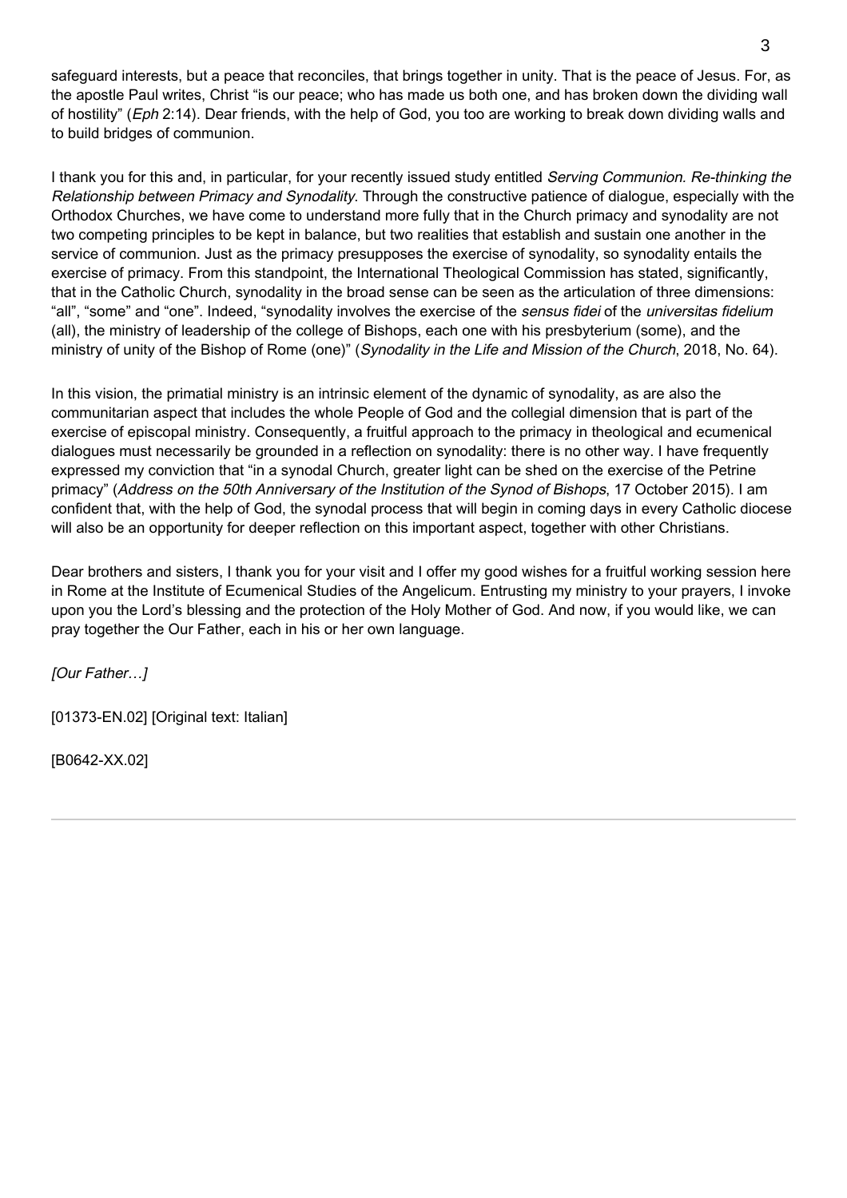safeguard interests, but a peace that reconciles, that brings together in unity. That is the peace of Jesus. For, as the apostle Paul writes, Christ "is our peace; who has made us both one, and has broken down the dividing wall of hostility" (*Eph* 2:14). Dear friends, with the help of God, you too are working to break down dividing walls and to build bridges of communion.

I thank you for this and, in particular, for your recently issued study entitled *Serving Communion. Re-thinking the Relationship between Primacy and Synodality*. Through the constructive patience of dialogue, especially with the Orthodox Churches, we have come to understand more fully that in the Church primacy and synodality are not two competing principles to be kept in balance, but two realities that establish and sustain one another in the service of communion. Just as the primacy presupposes the exercise of synodality, so synodality entails the exercise of primacy. From this standpoint, the International Theological Commission has stated, significantly, that in the Catholic Church, synodality in the broad sense can be seen as the articulation of three dimensions: "all", "some" and "one". Indeed, "synodality involves the exercise of the *sensus fidei* of the *universitas fidelium* (all), the ministry of leadership of the college of Bishops, each one with his presbyterium (some), and the ministry of unity of the Bishop of Rome (one)" (*Synodality in the Life and Mission of the Church*, 2018, No. 64).

In this vision, the primatial ministry is an intrinsic element of the dynamic of synodality, as are also the communitarian aspect that includes the whole People of God and the collegial dimension that is part of the exercise of episcopal ministry. Consequently, a fruitful approach to the primacy in theological and ecumenical dialogues must necessarily be grounded in a reflection on synodality: there is no other way. I have frequently expressed my conviction that "in a synodal Church, greater light can be shed on the exercise of the Petrine primacy" (*Address on the 50th Anniversary of the Institution of the Synod of Bishops*, 17 October 2015). I am confident that, with the help of God, the synodal process that will begin in coming days in every Catholic diocese will also be an opportunity for deeper reflection on this important aspect, together with other Christians.

Dear brothers and sisters, I thank you for your visit and I offer my good wishes for a fruitful working session here in Rome at the Institute of Ecumenical Studies of the Angelicum. Entrusting my ministry to your prayers, I invoke upon you the Lord's blessing and the protection of the Holy Mother of God. And now, if you would like, we can pray together the Our Father, each in his or her own language.

*[Our Father…]*

[01373-EN.02] [Original text: Italian]

[B0642-XX.02]

---